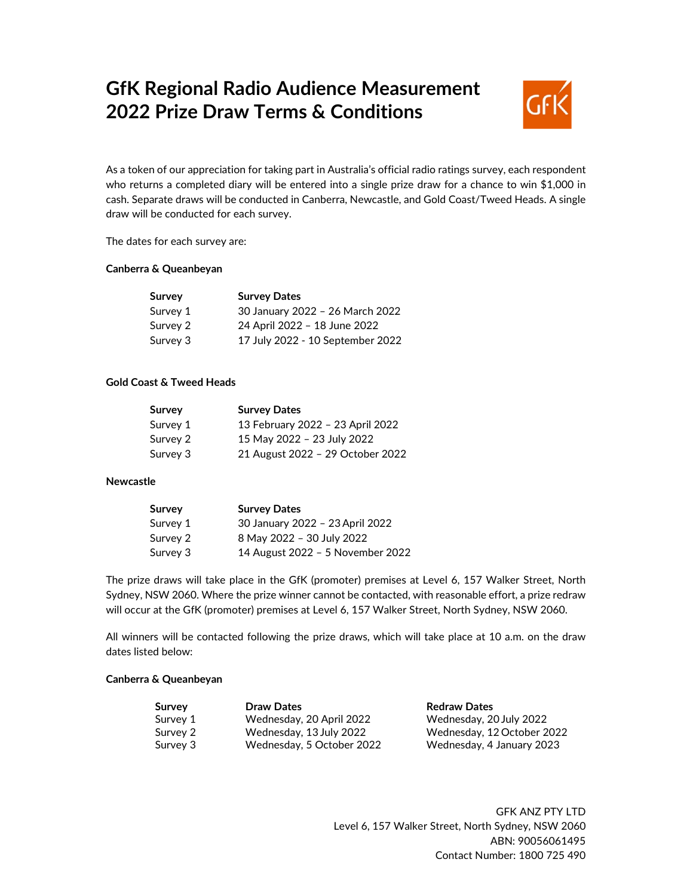# GfK Regional Radio Audience Measurement 2022 Prize Draw Terms & Conditions

As a token of our appreciation for taking part in Australia's official radio ratings survey, each respondent who returns a completed diary will be entered into a single prize draw for a chance to win $1,000 in cash. Separate draws will be conducted in Canberra, Newcastle, and Gold Coast/Tweed Heads. A single draw will be conducted for each survey.

The dates for each survey are:

**Canberra & Queanbeyan**

| Survey | Survey Dates |
|---|---|
| Survey 1 | 30 January 2022 – 26 March 2022 |
| Survey 2 | 24 April 2022 – 18 June 2022 |
| Survey 3 | 17 July 2022 - 10 September 2022 |

**Gold Coast & Tweed Heads**

| Survey | Survey Dates |
|---|---|
| Survey 1 | 13 February 2022 – 23 April 2022 |
| Survey 2 | 15 May 2022 – 23 July 2022 |
| Survey 3 | 21 August 2022 – 29 October 2022 |

**Newcastle**

| Survey | Survey Dates |
|---|---|
| Survey 1 | 30 January 2022 – 23 April 2022 |
| Survey 2 | 8 May 2022 – 30 July 2022 |
| Survey 3 | 14 August 2022 – 5 November 2022 |

The prize draws will take place in the GfK (promoter) premises at Level 6, 157 Walker Street, North Sydney, NSW 2060. Where the prize winner cannot be contacted, with reasonable effort, a prize redraw will occur at the GfK (promoter) premises at Level 6, 157 Walker Street, North Sydney, NSW 2060.

All winners will be contacted following the prize draws, which will take place at 10 a.m. on the draw dates listed below:

**Canberra & Queanbeyan**

| Survey | Draw Dates | Redraw Dates |
|---|---|---|
| Survey 1 | Wednesday, 20 April 2022 | Wednesday, 20 July 2022 |
| Survey 2 | Wednesday, 13 July 2022 | Wednesday, 12 October 2022 |
| Survey 3 | Wednesday, 5 October 2022 | Wednesday, 4 January 2023 |

GFK ANZ PTY LTD
Level 6, 157 Walker Street, North Sydney, NSW 2060
ABN: 90056061495
Contact Number: 1800 725 490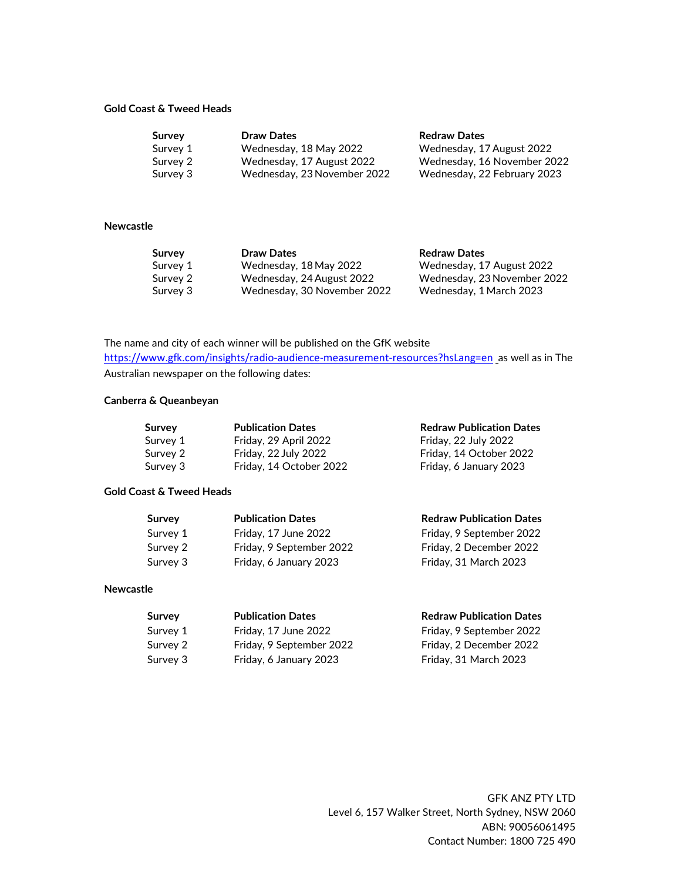**Gold Coast & Tweed Heads**

| Survey | Draw Dates | Redraw Dates |
|---|---|---|
| Survey 1 | Wednesday, 18 May 2022 | Wednesday, 17 August 2022 |
| Survey 2 | Wednesday, 17 August 2022 | Wednesday, 16 November 2022 |
| Survey 3 | Wednesday, 23 November 2022 | Wednesday, 22 February 2023 |

**Newcastle**

| Survey | Draw Dates | Redraw Dates |
|---|---|---|
| Survey 1 | Wednesday, 18 May 2022 | Wednesday, 17 August 2022 |
| Survey 2 | Wednesday, 24 August 2022 | Wednesday, 23 November 2022 |
| Survey 3 | Wednesday, 30 November 2022 | Wednesday, 1 March 2023 |

The name and city of each winner will be published on the GfK website https://www.gfk.com/insights/radio-audience-measurement-resources?hsLang=en as well as in The Australian newspaper on the following dates:

**Canberra & Queanbeyan**

| Survey | Publication Dates | Redraw Publication Dates |
|---|---|---|
| Survey 1 | Friday, 29 April 2022 | Friday, 22 July 2022 |
| Survey 2 | Friday, 22 July 2022 | Friday, 14 October 2022 |
| Survey 3 | Friday, 14 October 2022 | Friday, 6 January 2023 |

**Gold Coast & Tweed Heads**

| Survey | Publication Dates | Redraw Publication Dates |
|---|---|---|
| Survey 1 | Friday, 17 June 2022 | Friday, 9 September 2022 |
| Survey 2 | Friday, 9 September 2022 | Friday, 2 December 2022 |
| Survey 3 | Friday, 6 January 2023 | Friday, 31 March 2023 |

**Newcastle**

| Survey | Publication Dates | Redraw Publication Dates |
|---|---|---|
| Survey 1 | Friday, 17 June 2022 | Friday, 9 September 2022 |
| Survey 2 | Friday, 9 September 2022 | Friday, 2 December 2022 |
| Survey 3 | Friday, 6 January 2023 | Friday, 31 March 2023 |

GFK ANZ PTY LTD
Level 6, 157 Walker Street, North Sydney, NSW 2060
ABN: 90056061495
Contact Number: 1800 725 490